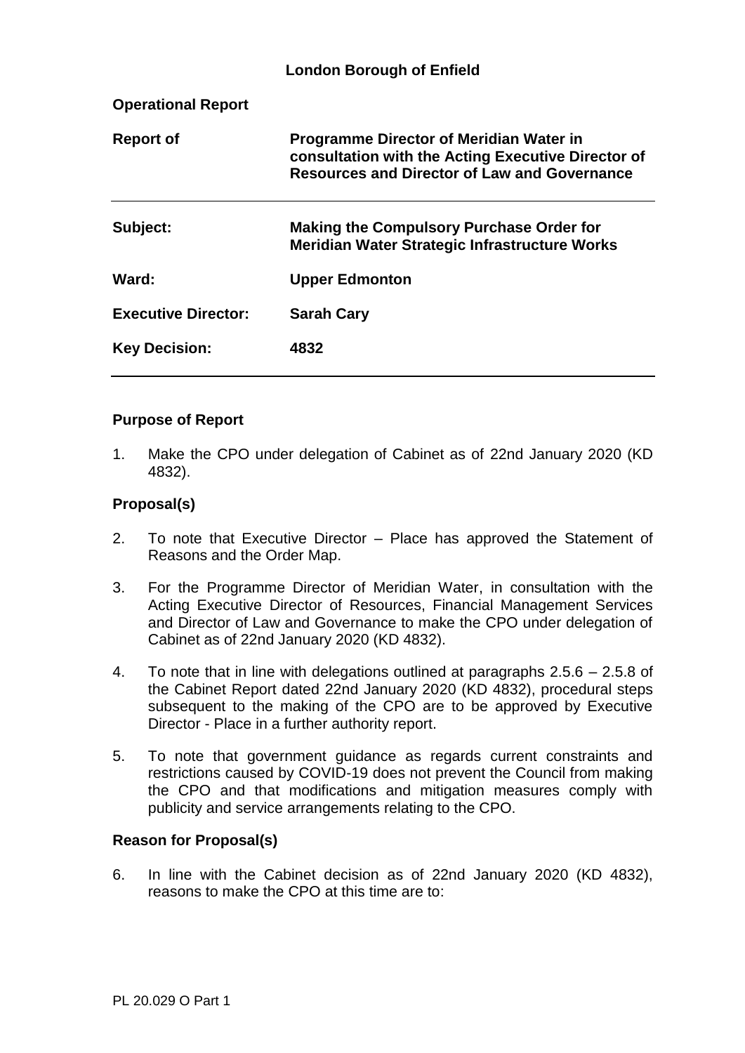**London Borough of Enfield**

**Operational Report**

| | |
|---|---|
| **Report of** | **Programme Director of Meridian Water in consultation with the Acting Executive Director of Resources and Director of Law and Governance** |
| **Subject:** | **Making the Compulsory Purchase Order for Meridian Water Strategic Infrastructure Works** |
| **Ward:** | **Upper Edmonton** |
| **Executive Director:** | **Sarah Cary** |
| **Key Decision:** | **4832** |

## Purpose of Report

1. Make the CPO under delegation of Cabinet as of 22nd January 2020 (KD 4832).

## Proposal(s)

2. To note that Executive Director – Place has approved the Statement of Reasons and the Order Map.

3. For the Programme Director of Meridian Water, in consultation with the Acting Executive Director of Resources, Financial Management Services and Director of Law and Governance to make the CPO under delegation of Cabinet as of 22nd January 2020 (KD 4832).

4. To note that in line with delegations outlined at paragraphs 2.5.6 – 2.5.8 of the Cabinet Report dated 22nd January 2020 (KD 4832), procedural steps subsequent to the making of the CPO are to be approved by Executive Director - Place in a further authority report.

5. To note that government guidance as regards current constraints and restrictions caused by COVID-19 does not prevent the Council from making the CPO and that modifications and mitigation measures comply with publicity and service arrangements relating to the CPO.

## Reason for Proposal(s)

6. In line with the Cabinet decision as of 22nd January 2020 (KD 4832), reasons to make the CPO at this time are to:

PL 20.029 O Part 1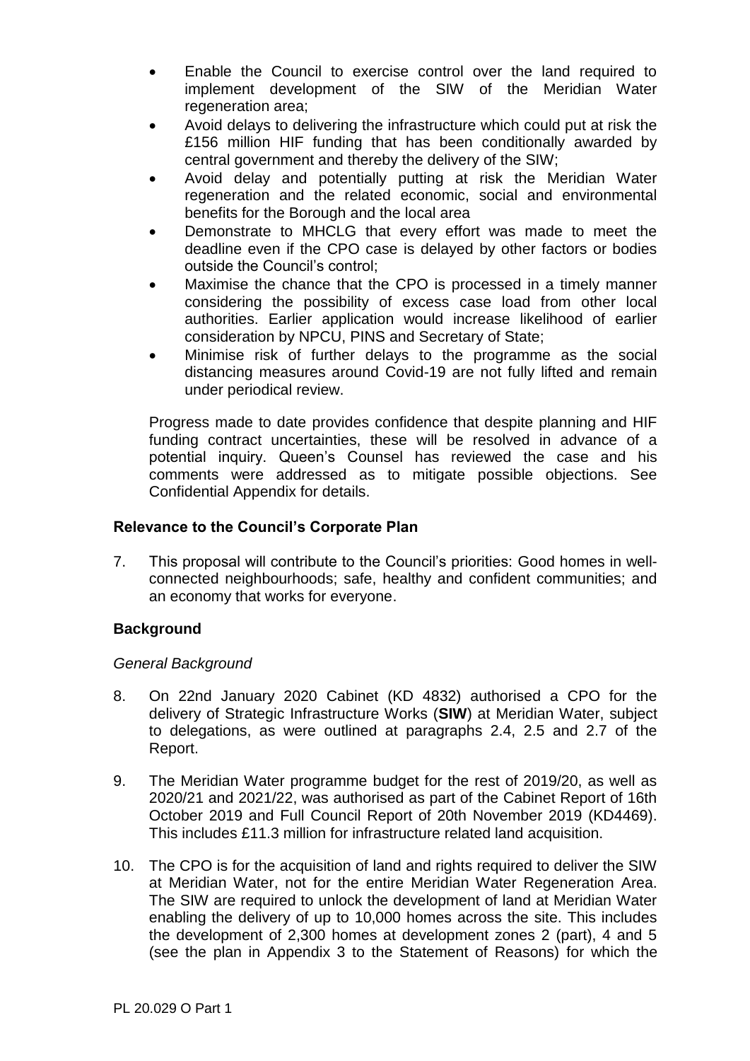- Enable the Council to exercise control over the land required to implement development of the SIW of the Meridian Water regeneration area;
- Avoid delays to delivering the infrastructure which could put at risk the £156 million HIF funding that has been conditionally awarded by central government and thereby the delivery of the SIW;
- Avoid delay and potentially putting at risk the Meridian Water regeneration and the related economic, social and environmental benefits for the Borough and the local area
- Demonstrate to MHCLG that every effort was made to meet the deadline even if the CPO case is delayed by other factors or bodies outside the Council's control;
- Maximise the chance that the CPO is processed in a timely manner considering the possibility of excess case load from other local authorities. Earlier application would increase likelihood of earlier consideration by NPCU, PINS and Secretary of State;
- Minimise risk of further delays to the programme as the social distancing measures around Covid-19 are not fully lifted and remain under periodical review.

Progress made to date provides confidence that despite planning and HIF funding contract uncertainties, these will be resolved in advance of a potential inquiry. Queen's Counsel has reviewed the case and his comments were addressed as to mitigate possible objections. See Confidential Appendix for details.

### Relevance to the Council's Corporate Plan

7. This proposal will contribute to the Council's priorities: Good homes in well-connected neighbourhoods; safe, healthy and confident communities; and an economy that works for everyone.

### Background

*General Background*

8. On 22nd January 2020 Cabinet (KD 4832) authorised a CPO for the delivery of Strategic Infrastructure Works (**SIW**) at Meridian Water, subject to delegations, as were outlined at paragraphs 2.4, 2.5 and 2.7 of the Report.

9. The Meridian Water programme budget for the rest of 2019/20, as well as 2020/21 and 2021/22, was authorised as part of the Cabinet Report of 16th October 2019 and Full Council Report of 20th November 2019 (KD4469). This includes £11.3 million for infrastructure related land acquisition.

10. The CPO is for the acquisition of land and rights required to deliver the SIW at Meridian Water, not for the entire Meridian Water Regeneration Area. The SIW are required to unlock the development of land at Meridian Water enabling the delivery of up to 10,000 homes across the site. This includes the development of 2,300 homes at development zones 2 (part), 4 and 5 (see the plan in Appendix 3 to the Statement of Reasons) for which the

PL 20.029 O Part 1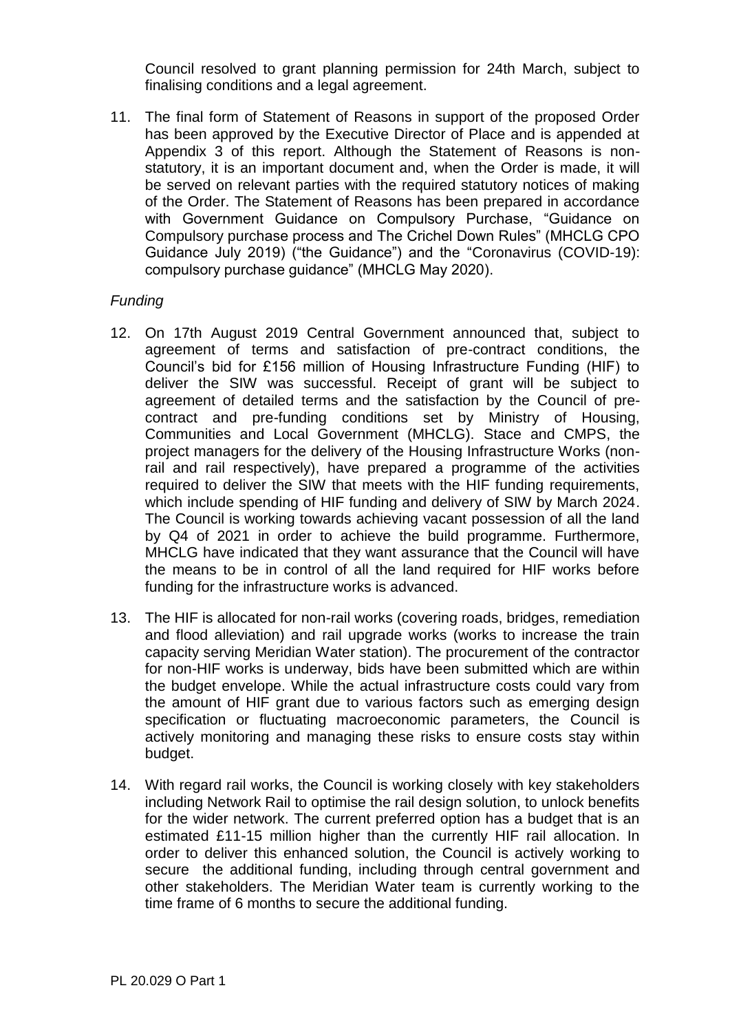Council resolved to grant planning permission for 24th March, subject to finalising conditions and a legal agreement.

11. The final form of Statement of Reasons in support of the proposed Order has been approved by the Executive Director of Place and is appended at Appendix 3 of this report. Although the Statement of Reasons is non-statutory, it is an important document and, when the Order is made, it will be served on relevant parties with the required statutory notices of making of the Order. The Statement of Reasons has been prepared in accordance with Government Guidance on Compulsory Purchase, "Guidance on Compulsory purchase process and The Crichel Down Rules" (MHCLG CPO Guidance July 2019) ("the Guidance") and the "Coronavirus (COVID-19): compulsory purchase guidance" (MHCLG May 2020).

*Funding*

12. On 17th August 2019 Central Government announced that, subject to agreement of terms and satisfaction of pre-contract conditions, the Council's bid for £156 million of Housing Infrastructure Funding (HIF) to deliver the SIW was successful. Receipt of grant will be subject to agreement of detailed terms and the satisfaction by the Council of pre-contract and pre-funding conditions set by Ministry of Housing, Communities and Local Government (MHCLG). Stace and CMPS, the project managers for the delivery of the Housing Infrastructure Works (non-rail and rail respectively), have prepared a programme of the activities required to deliver the SIW that meets with the HIF funding requirements, which include spending of HIF funding and delivery of SIW by March 2024. The Council is working towards achieving vacant possession of all the land by Q4 of 2021 in order to achieve the build programme. Furthermore, MHCLG have indicated that they want assurance that the Council will have the means to be in control of all the land required for HIF works before funding for the infrastructure works is advanced.

13. The HIF is allocated for non-rail works (covering roads, bridges, remediation and flood alleviation) and rail upgrade works (works to increase the train capacity serving Meridian Water station). The procurement of the contractor for non-HIF works is underway, bids have been submitted which are within the budget envelope. While the actual infrastructure costs could vary from the amount of HIF grant due to various factors such as emerging design specification or fluctuating macroeconomic parameters, the Council is actively monitoring and managing these risks to ensure costs stay within budget.

14. With regard rail works, the Council is working closely with key stakeholders including Network Rail to optimise the rail design solution, to unlock benefits for the wider network. The current preferred option has a budget that is an estimated £11-15 million higher than the currently HIF rail allocation. In order to deliver this enhanced solution, the Council is actively working to secure the additional funding, including through central government and other stakeholders. The Meridian Water team is currently working to the time frame of 6 months to secure the additional funding.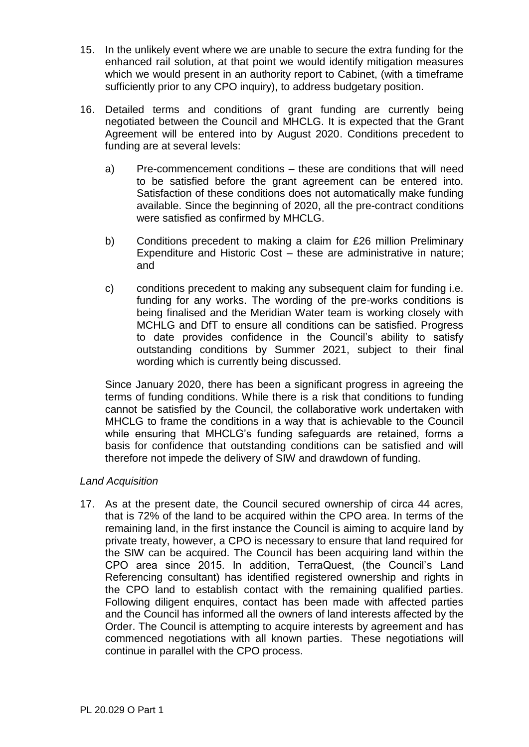15. In the unlikely event where we are unable to secure the extra funding for the enhanced rail solution, at that point we would identify mitigation measures which we would present in an authority report to Cabinet, (with a timeframe sufficiently prior to any CPO inquiry), to address budgetary position.

16. Detailed terms and conditions of grant funding are currently being negotiated between the Council and MHCLG. It is expected that the Grant Agreement will be entered into by August 2020. Conditions precedent to funding are at several levels:

    a) Pre-commencement conditions – these are conditions that will need to be satisfied before the grant agreement can be entered into. Satisfaction of these conditions does not automatically make funding available. Since the beginning of 2020, all the pre-contract conditions were satisfied as confirmed by MHCLG.

    b) Conditions precedent to making a claim for £26 million Preliminary Expenditure and Historic Cost – these are administrative in nature; and

    c) conditions precedent to making any subsequent claim for funding i.e. funding for any works. The wording of the pre-works conditions is being finalised and the Meridian Water team is working closely with MCHLG and DfT to ensure all conditions can be satisfied. Progress to date provides confidence in the Council's ability to satisfy outstanding conditions by Summer 2021, subject to their final wording which is currently being discussed.

    Since January 2020, there has been a significant progress in agreeing the terms of funding conditions. While there is a risk that conditions to funding cannot be satisfied by the Council, the collaborative work undertaken with MHCLG to frame the conditions in a way that is achievable to the Council while ensuring that MHCLG's funding safeguards are retained, forms a basis for confidence that outstanding conditions can be satisfied and will therefore not impede the delivery of SIW and drawdown of funding.

*Land Acquisition*

17. As at the present date, the Council secured ownership of circa 44 acres, that is 72% of the land to be acquired within the CPO area. In terms of the remaining land, in the first instance the Council is aiming to acquire land by private treaty, however, a CPO is necessary to ensure that land required for the SIW can be acquired. The Council has been acquiring land within the CPO area since 2015. In addition, TerraQuest, (the Council's Land Referencing consultant) has identified registered ownership and rights in the CPO land to establish contact with the remaining qualified parties. Following diligent enquires, contact has been made with affected parties and the Council has informed all the owners of land interests affected by the Order. The Council is attempting to acquire interests by agreement and has commenced negotiations with all known parties. These negotiations will continue in parallel with the CPO process.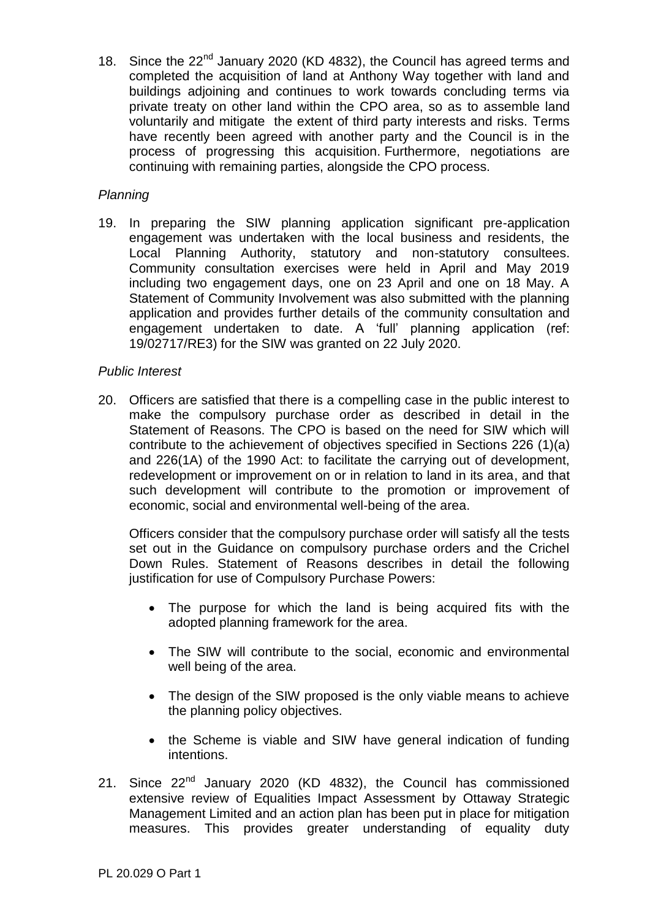18. Since the 22nd January 2020 (KD 4832), the Council has agreed terms and completed the acquisition of land at Anthony Way together with land and buildings adjoining and continues to work towards concluding terms via private treaty on other land within the CPO area, so as to assemble land voluntarily and mitigate the extent of third party interests and risks. Terms have recently been agreed with another party and the Council is in the process of progressing this acquisition. Furthermore, negotiations are continuing with remaining parties, alongside the CPO process.

*Planning*

19. In preparing the SIW planning application significant pre-application engagement was undertaken with the local business and residents, the Local Planning Authority, statutory and non-statutory consultees. Community consultation exercises were held in April and May 2019 including two engagement days, one on 23 April and one on 18 May. A Statement of Community Involvement was also submitted with the planning application and provides further details of the community consultation and engagement undertaken to date. A 'full' planning application (ref: 19/02717/RE3) for the SIW was granted on 22 July 2020.

*Public Interest*

20. Officers are satisfied that there is a compelling case in the public interest to make the compulsory purchase order as described in detail in the Statement of Reasons. The CPO is based on the need for SIW which will contribute to the achievement of objectives specified in Sections 226 (1)(a) and 226(1A) of the 1990 Act: to facilitate the carrying out of development, redevelopment or improvement on or in relation to land in its area, and that such development will contribute to the promotion or improvement of economic, social and environmental well-being of the area.

    Officers consider that the compulsory purchase order will satisfy all the tests set out in the Guidance on compulsory purchase orders and the Crichel Down Rules. Statement of Reasons describes in detail the following justification for use of Compulsory Purchase Powers:

    - The purpose for which the land is being acquired fits with the adopted planning framework for the area.
    - The SIW will contribute to the social, economic and environmental well being of the area.
    - The design of the SIW proposed is the only viable means to achieve the planning policy objectives.
    - the Scheme is viable and SIW have general indication of funding intentions.

21. Since 22nd January 2020 (KD 4832), the Council has commissioned extensive review of Equalities Impact Assessment by Ottaway Strategic Management Limited and an action plan has been put in place for mitigation measures. This provides greater understanding of equality duty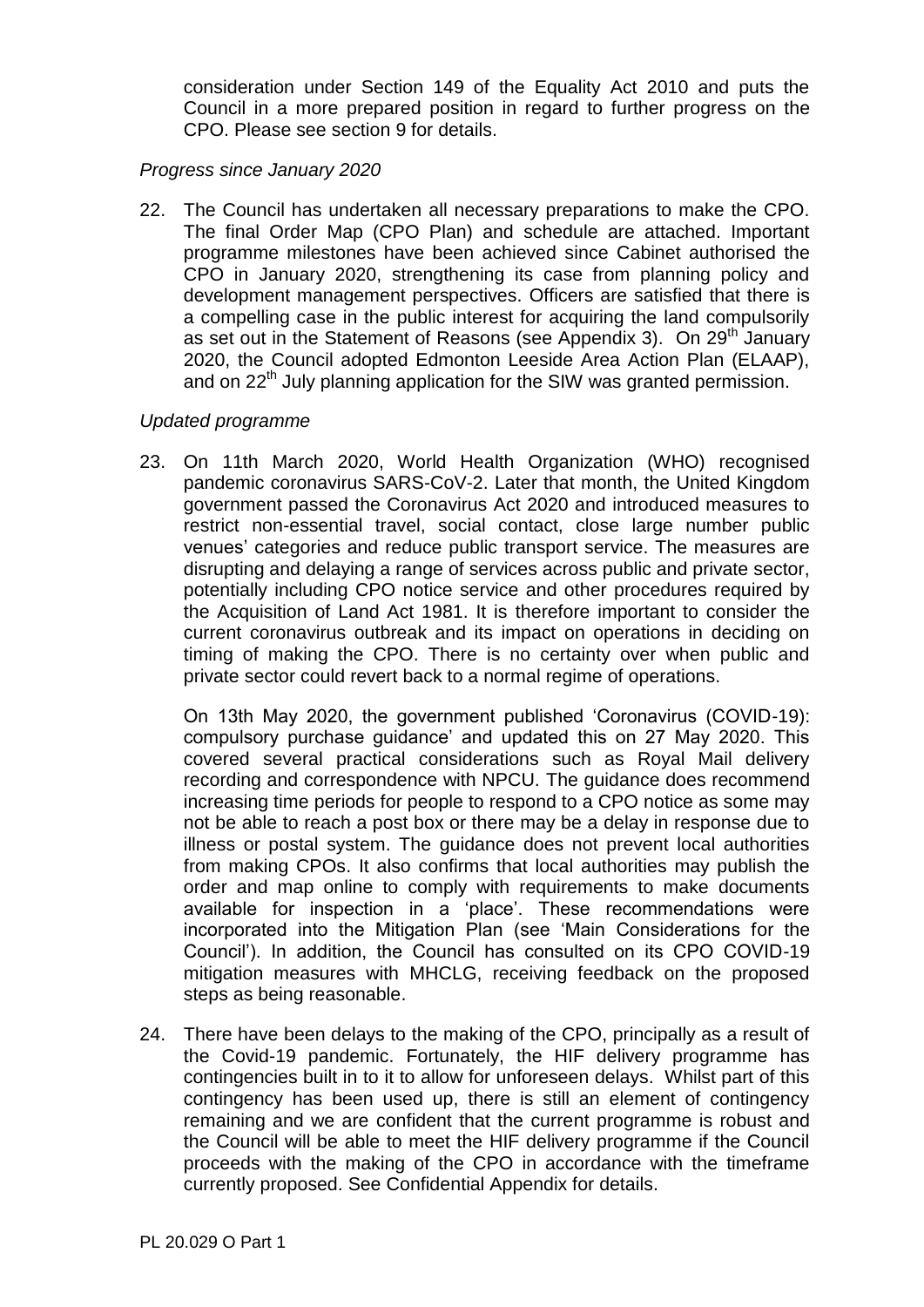consideration under Section 149 of the Equality Act 2010 and puts the Council in a more prepared position in regard to further progress on the CPO. Please see section 9 for details.

*Progress since January 2020*

22. The Council has undertaken all necessary preparations to make the CPO. The final Order Map (CPO Plan) and schedule are attached. Important programme milestones have been achieved since Cabinet authorised the CPO in January 2020, strengthening its case from planning policy and development management perspectives. Officers are satisfied that there is a compelling case in the public interest for acquiring the land compulsorily as set out in the Statement of Reasons (see Appendix 3). On 29th January 2020, the Council adopted Edmonton Leeside Area Action Plan (ELAAP), and on 22nd July planning application for the SIW was granted permission.

*Updated programme*

23. On 11th March 2020, World Health Organization (WHO) recognised pandemic coronavirus SARS-CoV-2. Later that month, the United Kingdom government passed the Coronavirus Act 2020 and introduced measures to restrict non-essential travel, social contact, close large number public venues' categories and reduce public transport service. The measures are disrupting and delaying a range of services across public and private sector, potentially including CPO notice service and other procedures required by the Acquisition of Land Act 1981. It is therefore important to consider the current coronavirus outbreak and its impact on operations in deciding on timing of making the CPO. There is no certainty over when public and private sector could revert back to a normal regime of operations.

    On 13th May 2020, the government published 'Coronavirus (COVID-19): compulsory purchase guidance' and updated this on 27 May 2020. This covered several practical considerations such as Royal Mail delivery recording and correspondence with NPCU. The guidance does recommend increasing time periods for people to respond to a CPO notice as some may not be able to reach a post box or there may be a delay in response due to illness or postal system. The guidance does not prevent local authorities from making CPOs. It also confirms that local authorities may publish the order and map online to comply with requirements to make documents available for inspection in a 'place'. These recommendations were incorporated into the Mitigation Plan (see 'Main Considerations for the Council'). In addition, the Council has consulted on its CPO COVID-19 mitigation measures with MHCLG, receiving feedback on the proposed steps as being reasonable.

24. There have been delays to the making of the CPO, principally as a result of the Covid-19 pandemic. Fortunately, the HIF delivery programme has contingencies built in to it to allow for unforeseen delays. Whilst part of this contingency has been used up, there is still an element of contingency remaining and we are confident that the current programme is robust and the Council will be able to meet the HIF delivery programme if the Council proceeds with the making of the CPO in accordance with the timeframe currently proposed. See Confidential Appendix for details.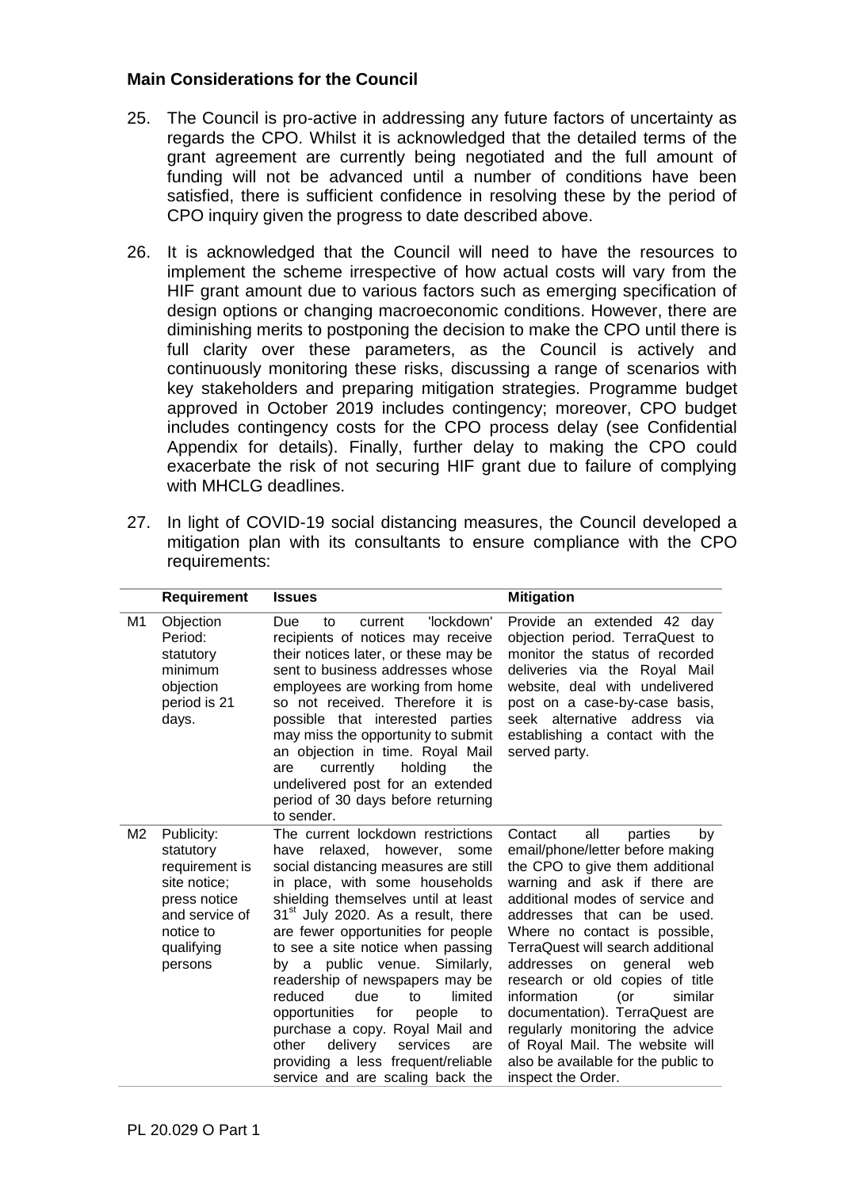## Main Considerations for the Council

25. The Council is pro-active in addressing any future factors of uncertainty as regards the CPO. Whilst it is acknowledged that the detailed terms of the grant agreement are currently being negotiated and the full amount of funding will not be advanced until a number of conditions have been satisfied, there is sufficient confidence in resolving these by the period of CPO inquiry given the progress to date described above.

26. It is acknowledged that the Council will need to have the resources to implement the scheme irrespective of how actual costs will vary from the HIF grant amount due to various factors such as emerging specification of design options or changing macroeconomic conditions. However, there are diminishing merits to postponing the decision to make the CPO until there is full clarity over these parameters, as the Council is actively and continuously monitoring these risks, discussing a range of scenarios with key stakeholders and preparing mitigation strategies. Programme budget approved in October 2019 includes contingency; moreover, CPO budget includes contingency costs for the CPO process delay (see Confidential Appendix for details). Finally, further delay to making the CPO could exacerbate the risk of not securing HIF grant due to failure of complying with MHCLG deadlines.

27. In light of COVID-19 social distancing measures, the Council developed a mitigation plan with its consultants to ensure compliance with the CPO requirements:

| | Requirement | Issues | Mitigation |
|---|---|---|---|
| M1 | Objection Period: statutory minimum objection period is 21 days. | Due to current 'lockdown' recipients of notices may receive their notices later, or these may be sent to business addresses whose employees are working from home so not received. Therefore it is possible that interested parties may miss the opportunity to submit an objection in time. Royal Mail are currently holding the undelivered post for an extended period of 30 days before returning to sender. | Provide an extended 42 day objection period. TerraQuest to monitor the status of recorded deliveries via the Royal Mail website, deal with undelivered post on a case-by-case basis, seek alternative address via establishing a contact with the served party. |
| M2 | Publicity: statutory requirement is site notice; press notice and service of notice to qualifying persons | The current lockdown restrictions have relaxed, however, some social distancing measures are still in place, with some households shielding themselves until at least 31st July 2020. As a result, there are fewer opportunities for people to see a site notice when passing by a public venue. Similarly, readership of newspapers may be reduced due to limited opportunities for people to purchase a copy. Royal Mail and other delivery services are providing a less frequent/reliable service and are scaling back the | Contact all parties by email/phone/letter before making the CPO to give them additional warning and ask if there are additional modes of service and addresses that can be used. Where no contact is possible, TerraQuest will search additional addresses on general web research or old copies of title information (or similar documentation). TerraQuest are regularly monitoring the advice of Royal Mail. The website will also be available for the public to inspect the Order. |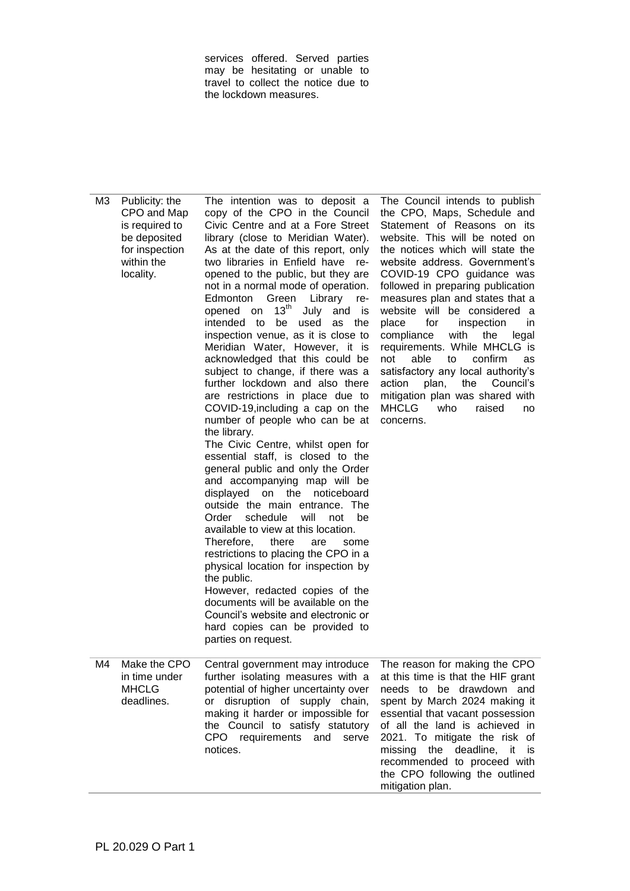| | | | |
|---|---|---|---|
| | | services offered. Served parties may be hesitating or unable to travel to collect the notice due to the lockdown measures. | |
| M3 | Publicity: the CPO and Map is required to be deposited for inspection within the locality. | The intention was to deposit a copy of the CPO in the Council Civic Centre and at a Fore Street library (close to Meridian Water). As at the date of this report, only two libraries in Enfield have re-opened to the public, but they are not in a normal mode of operation. Edmonton Green Library re-opened on 13th July and is intended to be used as the inspection venue, as it is close to Meridian Water, However, it is acknowledged that this could be subject to change, if there was a further lockdown and also there are restrictions in place due to COVID-19,including a cap on the number of people who can be at the library.<br>The Civic Centre, whilst open for essential staff, is closed to the general public and only the Order and accompanying map will be displayed on the noticeboard outside the main entrance. The Order schedule will not be available to view at this location.<br>Therefore, there are some restrictions to placing the CPO in a physical location for inspection by the public.<br>However, redacted copies of the documents will be available on the Council's website and electronic or hard copies can be provided to parties on request. | The Council intends to publish the CPO, Maps, Schedule and Statement of Reasons on its website. This will be noted on the notices which will state the website address. Government's COVID-19 CPO guidance was followed in preparing publication measures plan and states that a website will be considered a place for inspection in compliance with the legal requirements. While MHCLG is not able to confirm as satisfactory any local authority's action plan, the Council's mitigation plan was shared with MHCLG who raised no concerns. |
| M4 | Make the CPO in time under MHCLG deadlines. | Central government may introduce further isolating measures with a potential of higher uncertainty over or disruption of supply chain, making it harder or impossible for the Council to satisfy statutory CPO requirements and serve notices. | The reason for making the CPO at this time is that the HIF grant needs to be drawdown and spent by March 2024 making it essential that vacant possession of all the land is achieved in 2021. To mitigate the risk of missing the deadline, it is recommended to proceed with the CPO following the outlined mitigation plan. |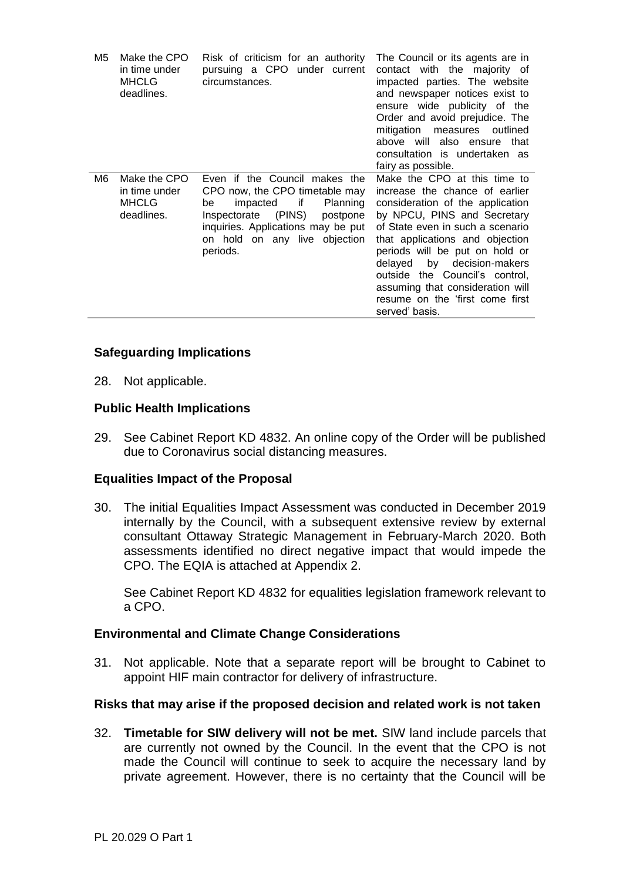| | | | |
|---|---|---|---|
| M5 | Make the CPO in time under MHCLG deadlines. | Risk of criticism for an authority pursuing a CPO under current circumstances. | The Council or its agents are in contact with the majority of impacted parties. The website and newspaper notices exist to ensure wide publicity of the Order and avoid prejudice. The mitigation measures outlined above will also ensure that consultation is undertaken as fairy as possible. |
| M6 | Make the CPO in time under MHCLG deadlines. | Even if the Council makes the CPO now, the CPO timetable may be impacted if Planning Inspectorate (PINS) postpone inquiries. Applications may be put on hold on any live objection periods. | Make the CPO at this time to increase the chance of earlier consideration of the application by NPCU, PINS and Secretary of State even in such a scenario that applications and objection periods will be put on hold or delayed by decision-makers outside the Council's control, assuming that consideration will resume on the 'first come first served' basis. |

### Safeguarding Implications

28. Not applicable.

### Public Health Implications

29. See Cabinet Report KD 4832. An online copy of the Order will be published due to Coronavirus social distancing measures.

### Equalities Impact of the Proposal

30. The initial Equalities Impact Assessment was conducted in December 2019 internally by the Council, with a subsequent extensive review by external consultant Ottaway Strategic Management in February-March 2020. Both assessments identified no direct negative impact that would impede the CPO. The EQIA is attached at Appendix 2.

    See Cabinet Report KD 4832 for equalities legislation framework relevant to a CPO.

### Environmental and Climate Change Considerations

31. Not applicable. Note that a separate report will be brought to Cabinet to appoint HIF main contractor for delivery of infrastructure.

### Risks that may arise if the proposed decision and related work is not taken

32. **Timetable for SIW delivery will not be met.** SIW land include parcels that are currently not owned by the Council. In the event that the CPO is not made the Council will continue to seek to acquire the necessary land by private agreement. However, there is no certainty that the Council will be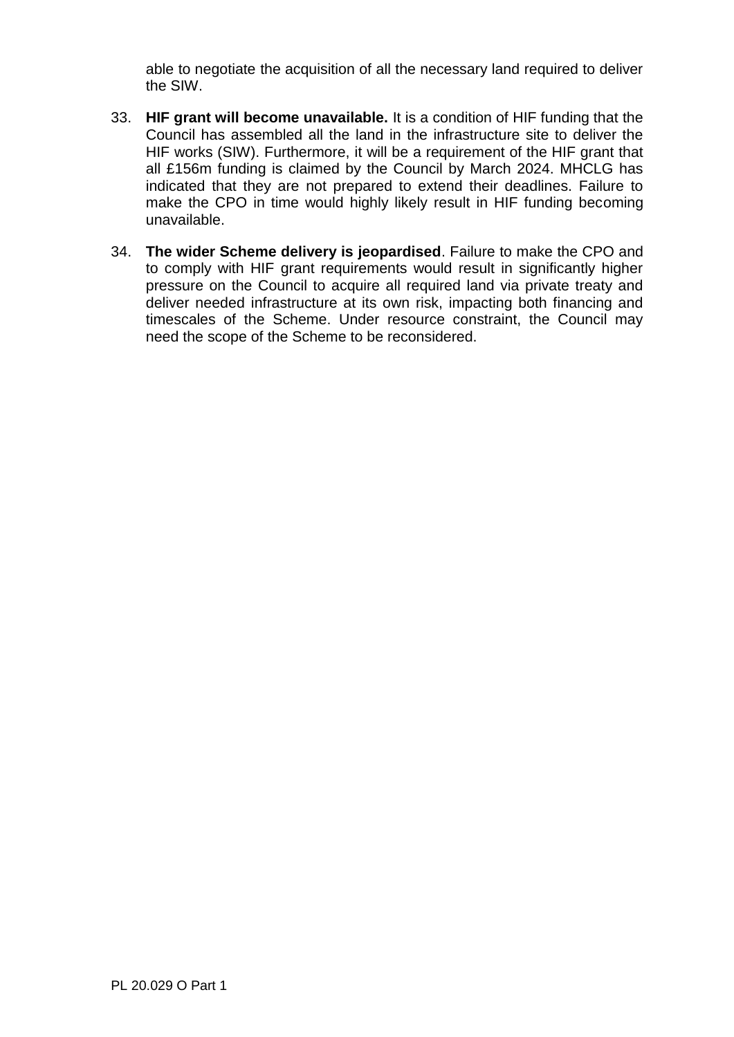able to negotiate the acquisition of all the necessary land required to deliver the SIW.

33. **HIF grant will become unavailable.** It is a condition of HIF funding that the Council has assembled all the land in the infrastructure site to deliver the HIF works (SIW). Furthermore, it will be a requirement of the HIF grant that all £156m funding is claimed by the Council by March 2024. MHCLG has indicated that they are not prepared to extend their deadlines. Failure to make the CPO in time would highly likely result in HIF funding becoming unavailable.

34. **The wider Scheme delivery is jeopardised**. Failure to make the CPO and to comply with HIF grant requirements would result in significantly higher pressure on the Council to acquire all required land via private treaty and deliver needed infrastructure at its own risk, impacting both financing and timescales of the Scheme. Under resource constraint, the Council may need the scope of the Scheme to be reconsidered.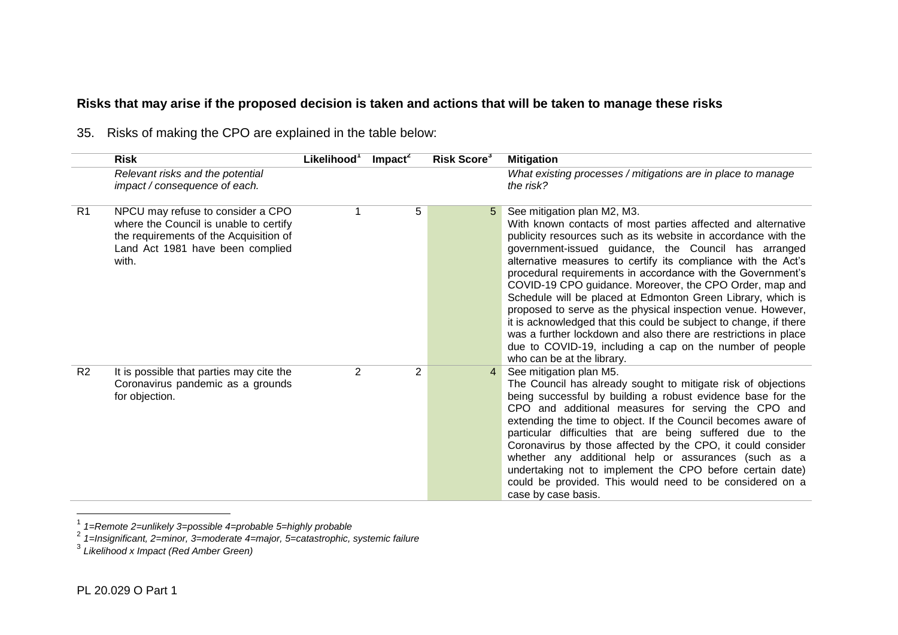**Risks that may arise if the proposed decision is taken and actions that will be taken to manage these risks**

35. Risks of making the CPO are explained in the table below:

| | Risk | Likelihood[1] | Impact[2] | Risk Score[3] | Mitigation |
|---|---|---|---|---|---|
| | *Relevant risks and the potential impact / consequence of each.* | | | | *What existing processes / mitigations are in place to manage the risk?* |
| R1 | NPCU may refuse to consider a CPO where the Council is unable to certify the requirements of the Acquisition of Land Act 1981 have been complied with. | 1 | 5 | 5 | See mitigation plan M2, M3. With known contacts of most parties affected and alternative publicity resources such as its website in accordance with the government-issued guidance, the Council has arranged alternative measures to certify its compliance with the Act's procedural requirements in accordance with the Government's COVID-19 CPO guidance. Moreover, the CPO Order, map and Schedule will be placed at Edmonton Green Library, which is proposed to serve as the physical inspection venue. However, it is acknowledged that this could be subject to change, if there was a further lockdown and also there are restrictions in place due to COVID-19, including a cap on the number of people who can be at the library. |
| R2 | It is possible that parties may cite the Coronavirus pandemic as a grounds for objection. | 2 | 2 | 4 | See mitigation plan M5. The Council has already sought to mitigate risk of objections being successful by building a robust evidence base for the CPO and additional measures for serving the CPO and extending the time to object. If the Council becomes aware of particular difficulties that are being suffered due to the Coronavirus by those affected by the CPO, it could consider whether any additional help or assurances (such as a undertaking not to implement the CPO before certain date) could be provided. This would need to be considered on a case by case basis. |

[1] *1=Remote 2=unlikely 3=possible 4=probable 5=highly probable*

[2] *1=Insignificant, 2=minor, 3=moderate 4=major, 5=catastrophic, systemic failure*

[3] *Likelihood x Impact (Red Amber Green)*

PL 20.029 O Part 1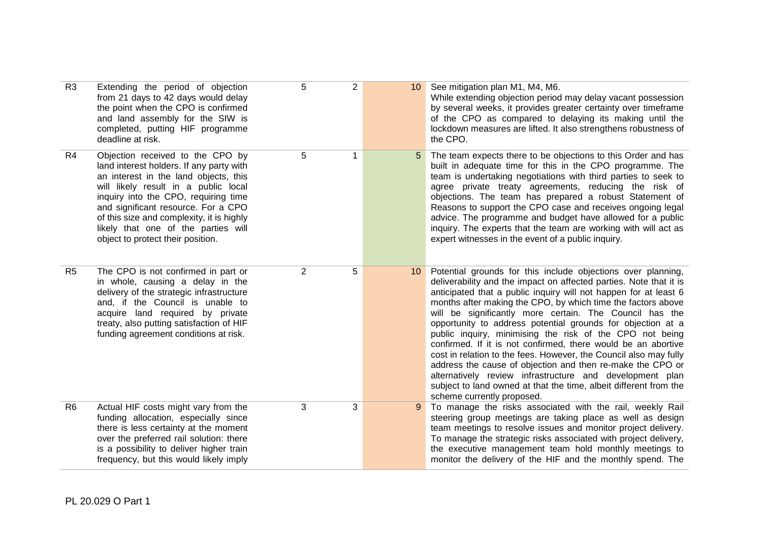| | | | | | |
|---|---|---|---|---|---|
| R3 | Extending the period of objection from 21 days to 42 days would delay the point when the CPO is confirmed and land assembly for the SIW is completed, putting HIF programme deadline at risk. | 5 | 2 | 10 | See mitigation plan M1, M4, M6. While extending objection period may delay vacant possession by several weeks, it provides greater certainty over timeframe of the CPO as compared to delaying its making until the lockdown measures are lifted. It also strengthens robustness of the CPO. |
| R4 | Objection received to the CPO by land interest holders. If any party with an interest in the land objects, this will likely result in a public local inquiry into the CPO, requiring time and significant resource. For a CPO of this size and complexity, it is highly likely that one of the parties will object to protect their position. | 5 | 1 | 5 | The team expects there to be objections to this Order and has built in adequate time for this in the CPO programme. The team is undertaking negotiations with third parties to seek to agree private treaty agreements, reducing the risk of objections. The team has prepared a robust Statement of Reasons to support the CPO case and receives ongoing legal advice. The programme and budget have allowed for a public inquiry. The experts that the team are working with will act as expert witnesses in the event of a public inquiry. |
| R5 | The CPO is not confirmed in part or in whole, causing a delay in the delivery of the strategic infrastructure and, if the Council is unable to acquire land required by private treaty, also putting satisfaction of HIF funding agreement conditions at risk. | 2 | 5 | 10 | Potential grounds for this include objections over planning, deliverability and the impact on affected parties. Note that it is anticipated that a public inquiry will not happen for at least 6 months after making the CPO, by which time the factors above will be significantly more certain. The Council has the opportunity to address potential grounds for objection at a public inquiry, minimising the risk of the CPO not being confirmed. If it is not confirmed, there would be an abortive cost in relation to the fees. However, the Council also may fully address the cause of objection and then re-make the CPO or alternatively review infrastructure and development plan subject to land owned at that the time, albeit different from the scheme currently proposed. |
| R6 | Actual HIF costs might vary from the funding allocation, especially since there is less certainty at the moment over the preferred rail solution: there is a possibility to deliver higher train frequency, but this would likely imply | 3 | 3 | 9 | To manage the risks associated with the rail, weekly Rail steering group meetings are taking place as well as design team meetings to resolve issues and monitor project delivery. To manage the strategic risks associated with project delivery, the executive management team hold monthly meetings to monitor the delivery of the HIF and the monthly spend. The |

PL 20.029 O Part 1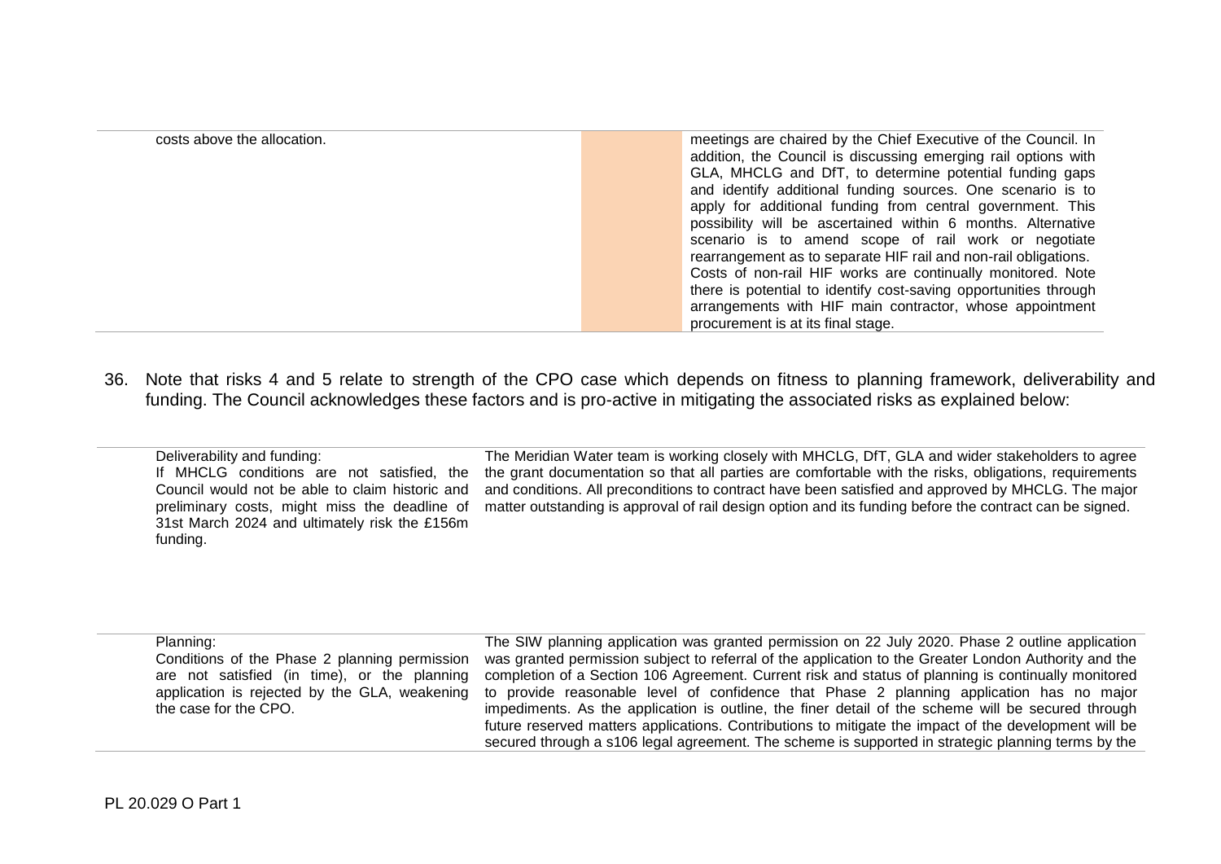| | | |
|---|---|---|
| costs above the allocation. | | meetings are chaired by the Chief Executive of the Council. In addition, the Council is discussing emerging rail options with GLA, MHCLG and DfT, to determine potential funding gaps and identify additional funding sources. One scenario is to apply for additional funding from central government. This possibility will be ascertained within 6 months. Alternative scenario is to amend scope of rail work or negotiate rearrangement as to separate HIF rail and non-rail obligations. Costs of non-rail HIF works are continually monitored. Note there is potential to identify cost-saving opportunities through arrangements with HIF main contractor, whose appointment procurement is at its final stage. |

36. Note that risks 4 and 5 relate to strength of the CPO case which depends on fitness to planning framework, deliverability and funding. The Council acknowledges these factors and is pro-active in mitigating the associated risks as explained below:

| | |
|---|---|
| Deliverability and funding:<br>If MHCLG conditions are not satisfied, the Council would not be able to claim historic and preliminary costs, might miss the deadline of 31st March 2024 and ultimately risk the £156m funding. | The Meridian Water team is working closely with MHCLG, DfT, GLA and wider stakeholders to agree the grant documentation so that all parties are comfortable with the risks, obligations, requirements and conditions. All preconditions to contract have been satisfied and approved by MHCLG. The major matter outstanding is approval of rail design option and its funding before the contract can be signed. |
| Planning:<br>Conditions of the Phase 2 planning permission are not satisfied (in time), or the planning application is rejected by the GLA, weakening the case for the CPO. | The SIW planning application was granted permission on 22 July 2020. Phase 2 outline application was granted permission subject to referral of the application to the Greater London Authority and the completion of a Section 106 Agreement. Current risk and status of planning is continually monitored to provide reasonable level of confidence that Phase 2 planning application has no major impediments. As the application is outline, the finer detail of the scheme will be secured through future reserved matters applications. Contributions to mitigate the impact of the development will be secured through a s106 legal agreement. The scheme is supported in strategic planning terms by the |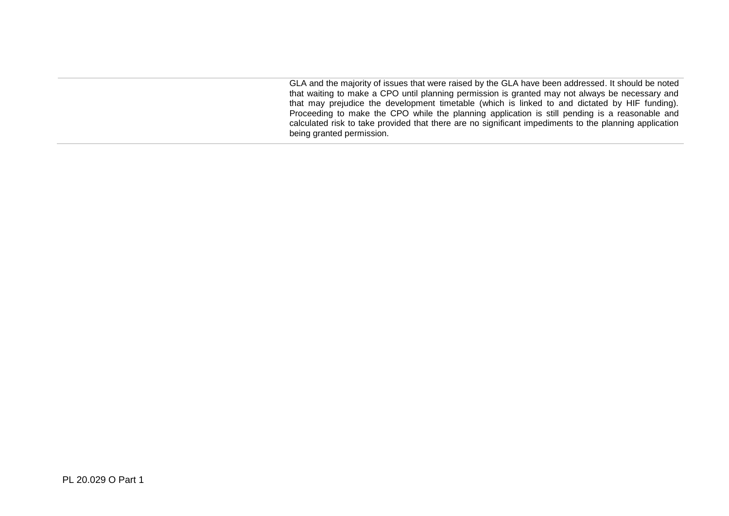| | |
|---|---|
| | GLA and the majority of issues that were raised by the GLA have been addressed. It should be noted that waiting to make a CPO until planning permission is granted may not always be necessary and that may prejudice the development timetable (which is linked to and dictated by HIF funding). Proceeding to make the CPO while the planning application is still pending is a reasonable and calculated risk to take provided that there are no significant impediments to the planning application being granted permission. |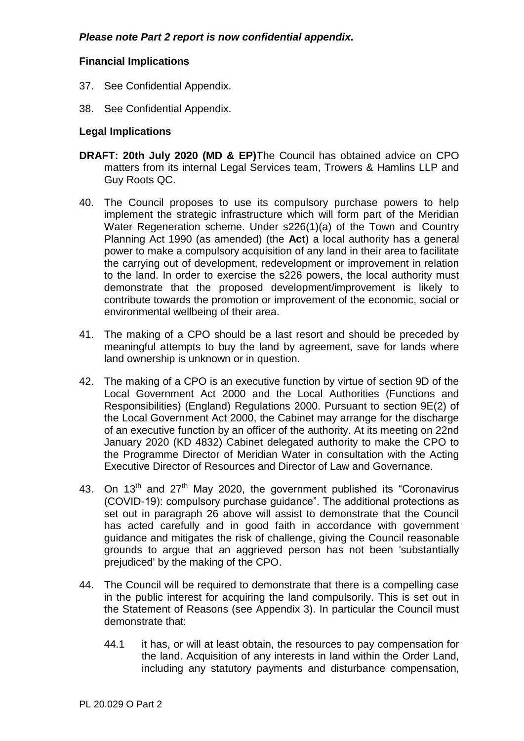***Please note Part 2 report is now confidential appendix.***

**Financial Implications**

37. See Confidential Appendix.

38. See Confidential Appendix.

**Legal Implications**

**DRAFT: 20th July 2020 (MD & EP)**The Council has obtained advice on CPO matters from its internal Legal Services team, Trowers & Hamlins LLP and Guy Roots QC.

40. The Council proposes to use its compulsory purchase powers to help implement the strategic infrastructure which will form part of the Meridian Water Regeneration scheme. Under s226(1)(a) of the Town and Country Planning Act 1990 (as amended) (the **Act**) a local authority has a general power to make a compulsory acquisition of any land in their area to facilitate the carrying out of development, redevelopment or improvement in relation to the land. In order to exercise the s226 powers, the local authority must demonstrate that the proposed development/improvement is likely to contribute towards the promotion or improvement of the economic, social or environmental wellbeing of their area.

41. The making of a CPO should be a last resort and should be preceded by meaningful attempts to buy the land by agreement, save for lands where land ownership is unknown or in question.

42. The making of a CPO is an executive function by virtue of section 9D of the Local Government Act 2000 and the Local Authorities (Functions and Responsibilities) (England) Regulations 2000. Pursuant to section 9E(2) of the Local Government Act 2000, the Cabinet may arrange for the discharge of an executive function by an officer of the authority. At its meeting on 22nd January 2020 (KD 4832) Cabinet delegated authority to make the CPO to the Programme Director of Meridian Water in consultation with the Acting Executive Director of Resources and Director of Law and Governance.

43. On 13th and 27th May 2020, the government published its "Coronavirus (COVID-19): compulsory purchase guidance". The additional protections as set out in paragraph 26 above will assist to demonstrate that the Council has acted carefully and in good faith in accordance with government guidance and mitigates the risk of challenge, giving the Council reasonable grounds to argue that an aggrieved person has not been 'substantially prejudiced' by the making of the CPO.

44. The Council will be required to demonstrate that there is a compelling case in the public interest for acquiring the land compulsorily. This is set out in the Statement of Reasons (see Appendix 3). In particular the Council must demonstrate that:

    44.1 it has, or will at least obtain, the resources to pay compensation for the land. Acquisition of any interests in land within the Order Land, including any statutory payments and disturbance compensation,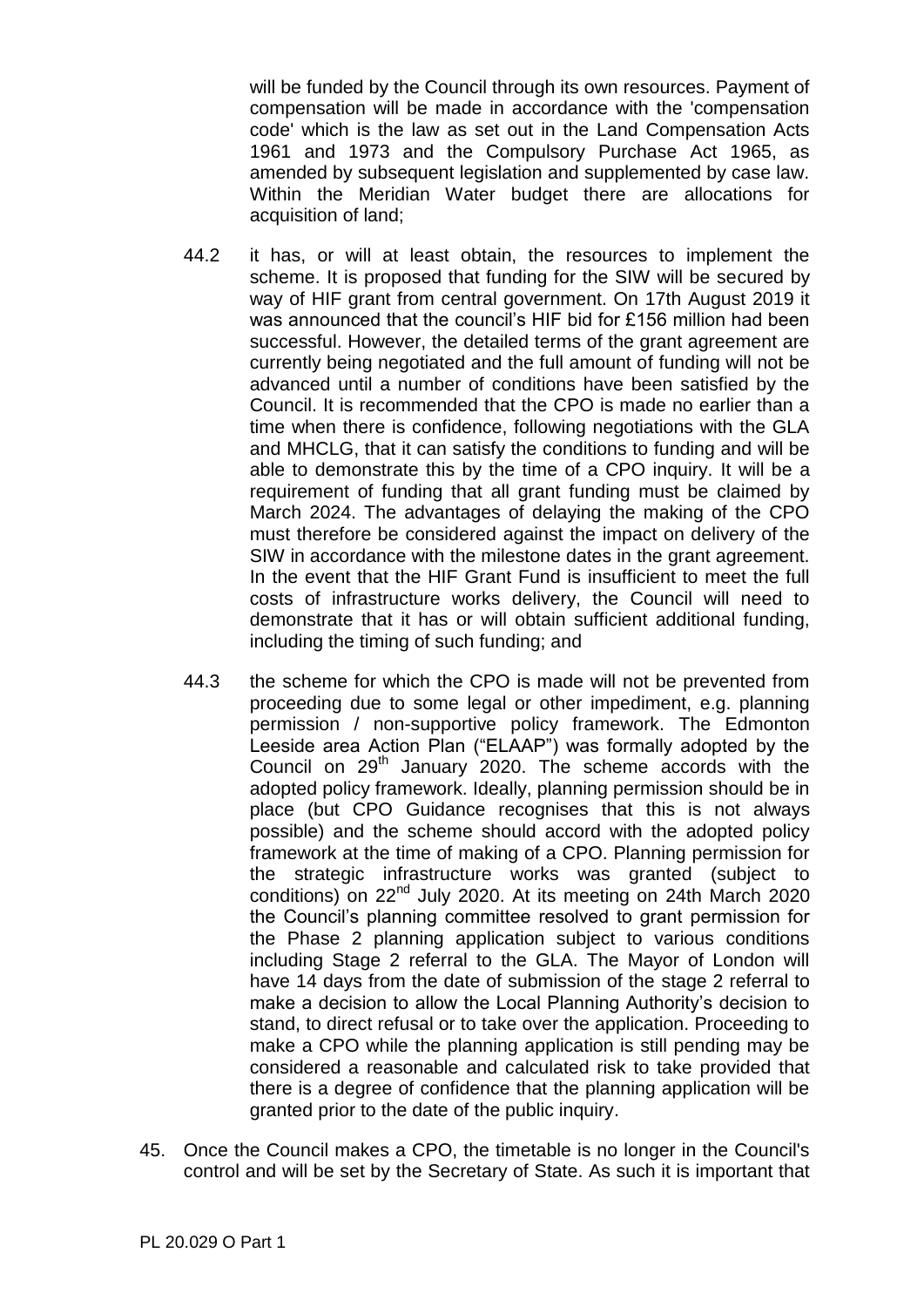will be funded by the Council through its own resources. Payment of compensation will be made in accordance with the 'compensation code' which is the law as set out in the Land Compensation Acts 1961 and 1973 and the Compulsory Purchase Act 1965, as amended by subsequent legislation and supplemented by case law. Within the Meridian Water budget there are allocations for acquisition of land;

44.2 it has, or will at least obtain, the resources to implement the scheme. It is proposed that funding for the SIW will be secured by way of HIF grant from central government. On 17th August 2019 it was announced that the council's HIF bid for £156 million had been successful. However, the detailed terms of the grant agreement are currently being negotiated and the full amount of funding will not be advanced until a number of conditions have been satisfied by the Council. It is recommended that the CPO is made no earlier than a time when there is confidence, following negotiations with the GLA and MHCLG, that it can satisfy the conditions to funding and will be able to demonstrate this by the time of a CPO inquiry. It will be a requirement of funding that all grant funding must be claimed by March 2024. The advantages of delaying the making of the CPO must therefore be considered against the impact on delivery of the SIW in accordance with the milestone dates in the grant agreement. In the event that the HIF Grant Fund is insufficient to meet the full costs of infrastructure works delivery, the Council will need to demonstrate that it has or will obtain sufficient additional funding, including the timing of such funding; and

44.3 the scheme for which the CPO is made will not be prevented from proceeding due to some legal or other impediment, e.g. planning permission / non-supportive policy framework. The Edmonton Leeside area Action Plan ("ELAAP") was formally adopted by the Council on 29th January 2020. The scheme accords with the adopted policy framework. Ideally, planning permission should be in place (but CPO Guidance recognises that this is not always possible) and the scheme should accord with the adopted policy framework at the time of making of a CPO. Planning permission for the strategic infrastructure works was granted (subject to conditions) on 22nd July 2020. At its meeting on 24th March 2020 the Council's planning committee resolved to grant permission for the Phase 2 planning application subject to various conditions including Stage 2 referral to the GLA. The Mayor of London will have 14 days from the date of submission of the stage 2 referral to make a decision to allow the Local Planning Authority's decision to stand, to direct refusal or to take over the application. Proceeding to make a CPO while the planning application is still pending may be considered a reasonable and calculated risk to take provided that there is a degree of confidence that the planning application will be granted prior to the date of the public inquiry.

45. Once the Council makes a CPO, the timetable is no longer in the Council's control and will be set by the Secretary of State. As such it is important that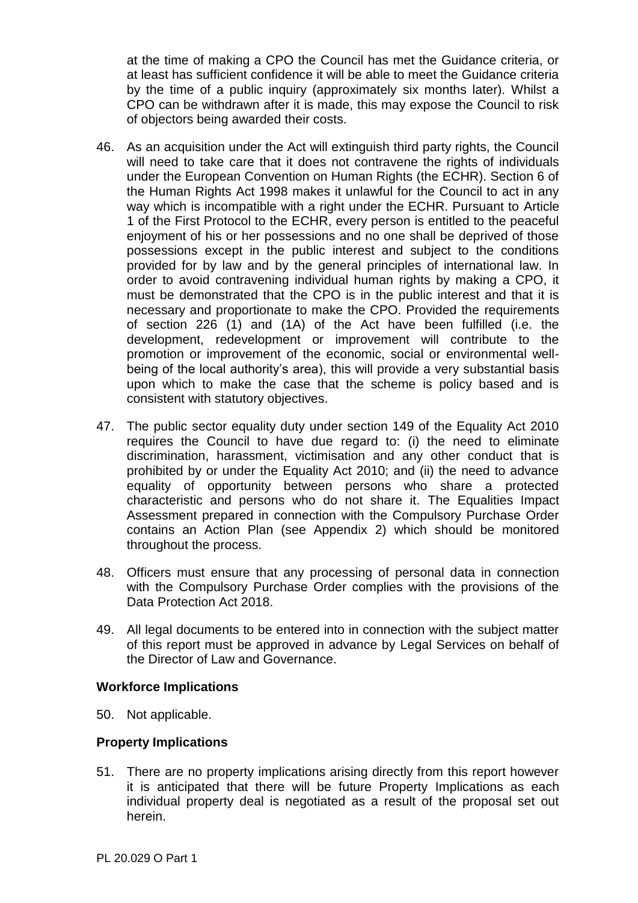at the time of making a CPO the Council has met the Guidance criteria, or at least has sufficient confidence it will be able to meet the Guidance criteria by the time of a public inquiry (approximately six months later). Whilst a CPO can be withdrawn after it is made, this may expose the Council to risk of objectors being awarded their costs.

46. As an acquisition under the Act will extinguish third party rights, the Council will need to take care that it does not contravene the rights of individuals under the European Convention on Human Rights (the ECHR). Section 6 of the Human Rights Act 1998 makes it unlawful for the Council to act in any way which is incompatible with a right under the ECHR. Pursuant to Article 1 of the First Protocol to the ECHR, every person is entitled to the peaceful enjoyment of his or her possessions and no one shall be deprived of those possessions except in the public interest and subject to the conditions provided for by law and by the general principles of international law. In order to avoid contravening individual human rights by making a CPO, it must be demonstrated that the CPO is in the public interest and that it is necessary and proportionate to make the CPO. Provided the requirements of section 226 (1) and (1A) of the Act have been fulfilled (i.e. the development, redevelopment or improvement will contribute to the promotion or improvement of the economic, social or environmental well-being of the local authority's area), this will provide a very substantial basis upon which to make the case that the scheme is policy based and is consistent with statutory objectives.

47. The public sector equality duty under section 149 of the Equality Act 2010 requires the Council to have due regard to: (i) the need to eliminate discrimination, harassment, victimisation and any other conduct that is prohibited by or under the Equality Act 2010; and (ii) the need to advance equality of opportunity between persons who share a protected characteristic and persons who do not share it. The Equalities Impact Assessment prepared in connection with the Compulsory Purchase Order contains an Action Plan (see Appendix 2) which should be monitored throughout the process.

48. Officers must ensure that any processing of personal data in connection with the Compulsory Purchase Order complies with the provisions of the Data Protection Act 2018.

49. All legal documents to be entered into in connection with the subject matter of this report must be approved in advance by Legal Services on behalf of the Director of Law and Governance.

**Workforce Implications**

50. Not applicable.

**Property Implications**

51. There are no property implications arising directly from this report however it is anticipated that there will be future Property Implications as each individual property deal is negotiated as a result of the proposal set out herein.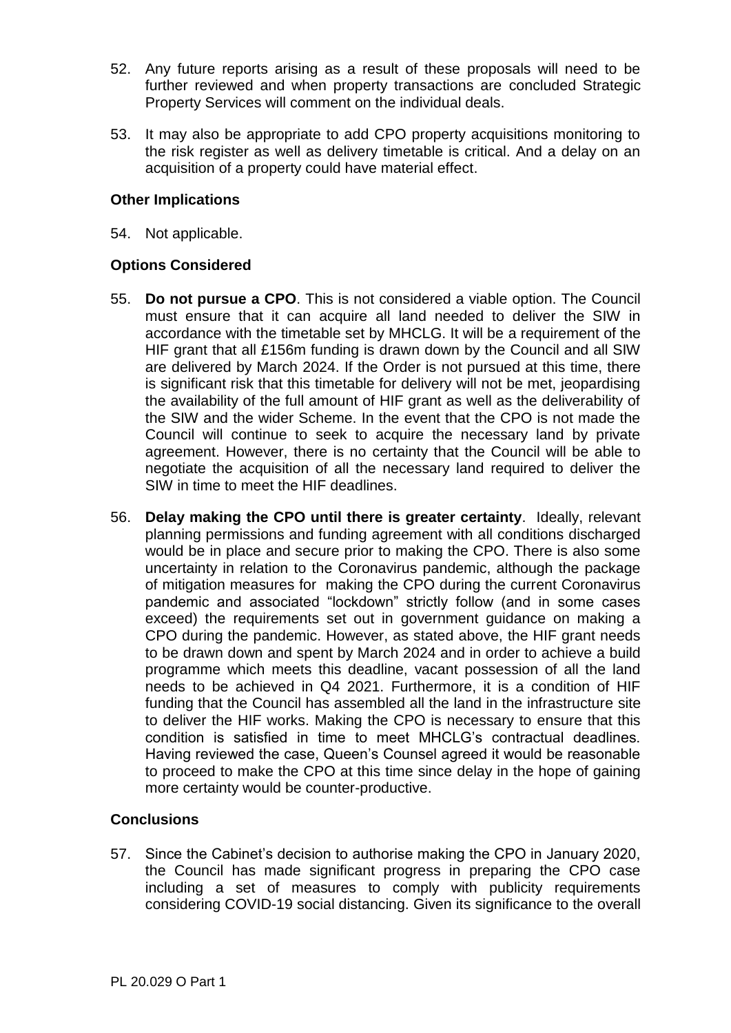52. Any future reports arising as a result of these proposals will need to be further reviewed and when property transactions are concluded Strategic Property Services will comment on the individual deals.

53. It may also be appropriate to add CPO property acquisitions monitoring to the risk register as well as delivery timetable is critical. And a delay on an acquisition of a property could have material effect.

### Other Implications

54. Not applicable.

### Options Considered

55. **Do not pursue a CPO**. This is not considered a viable option. The Council must ensure that it can acquire all land needed to deliver the SIW in accordance with the timetable set by MHCLG. It will be a requirement of the HIF grant that all £156m funding is drawn down by the Council and all SIW are delivered by March 2024. If the Order is not pursued at this time, there is significant risk that this timetable for delivery will not be met, jeopardising the availability of the full amount of HIF grant as well as the deliverability of the SIW and the wider Scheme. In the event that the CPO is not made the Council will continue to seek to acquire the necessary land by private agreement. However, there is no certainty that the Council will be able to negotiate the acquisition of all the necessary land required to deliver the SIW in time to meet the HIF deadlines.

56. **Delay making the CPO until there is greater certainty**. Ideally, relevant planning permissions and funding agreement with all conditions discharged would be in place and secure prior to making the CPO. There is also some uncertainty in relation to the Coronavirus pandemic, although the package of mitigation measures for making the CPO during the current Coronavirus pandemic and associated "lockdown" strictly follow (and in some cases exceed) the requirements set out in government guidance on making a CPO during the pandemic. However, as stated above, the HIF grant needs to be drawn down and spent by March 2024 and in order to achieve a build programme which meets this deadline, vacant possession of all the land needs to be achieved in Q4 2021. Furthermore, it is a condition of HIF funding that the Council has assembled all the land in the infrastructure site to deliver the HIF works. Making the CPO is necessary to ensure that this condition is satisfied in time to meet MHCLG's contractual deadlines. Having reviewed the case, Queen's Counsel agreed it would be reasonable to proceed to make the CPO at this time since delay in the hope of gaining more certainty would be counter-productive.

### Conclusions

57. Since the Cabinet's decision to authorise making the CPO in January 2020, the Council has made significant progress in preparing the CPO case including a set of measures to comply with publicity requirements considering COVID-19 social distancing. Given its significance to the overall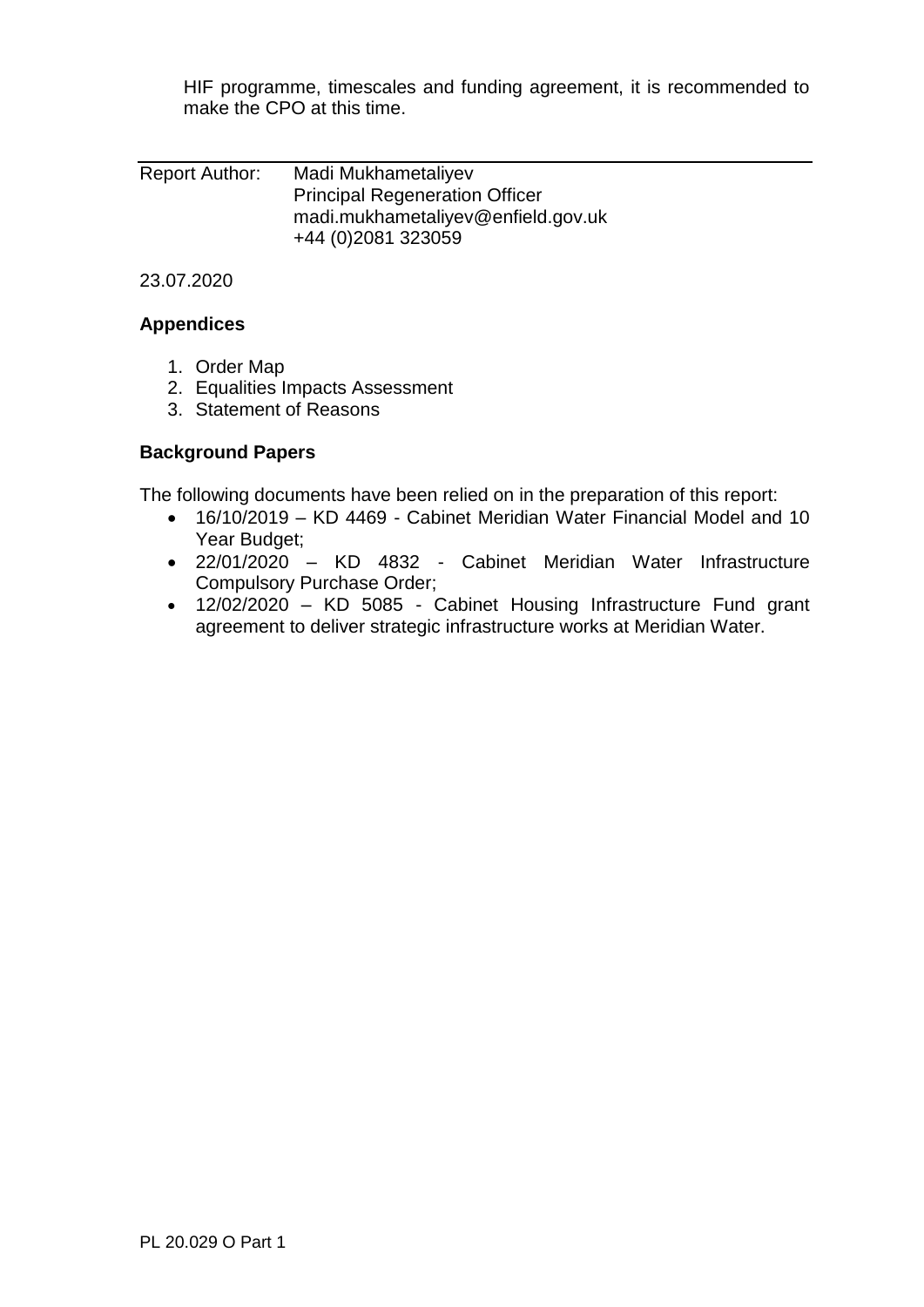HIF programme, timescales and funding agreement, it is recommended to make the CPO at this time.

---

Report Author: Madi Mukhametaliyev
Principal Regeneration Officer
madi.mukhametaliyev@enfield.gov.uk
+44 (0)2081 323059

23.07.2020

**Appendices**

1. Order Map
2. Equalities Impacts Assessment
3. Statement of Reasons

**Background Papers**

The following documents have been relied on in the preparation of this report:

- 16/10/2019 – KD 4469 - Cabinet Meridian Water Financial Model and 10 Year Budget;
- 22/01/2020 – KD 4832 - Cabinet Meridian Water Infrastructure Compulsory Purchase Order;
- 12/02/2020 – KD 5085 - Cabinet Housing Infrastructure Fund grant agreement to deliver strategic infrastructure works at Meridian Water.

PL 20.029 O Part 1